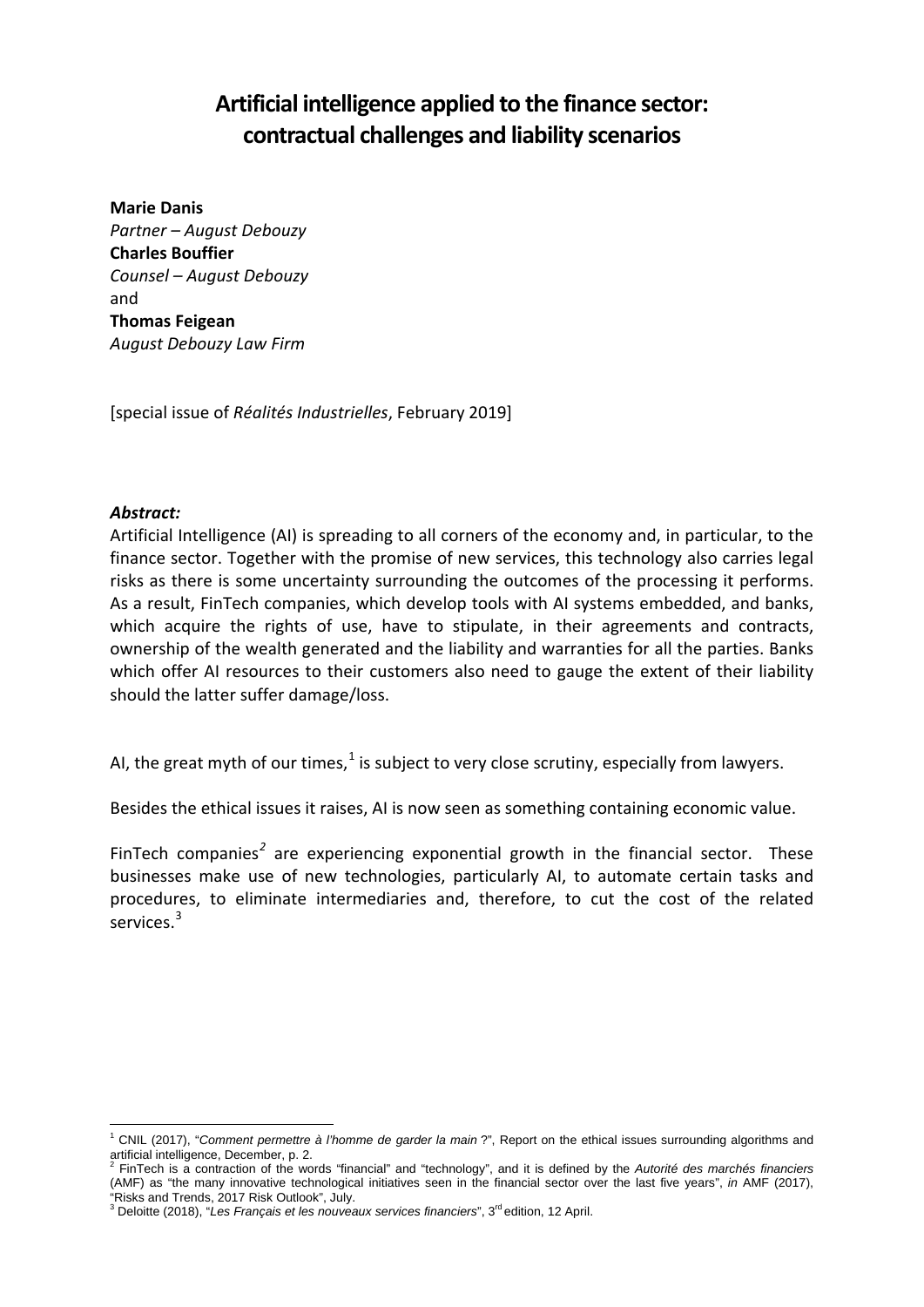# Artificial intelligence applied to the finance sector: contractual challenges and liability scenarios

**Marie Danis**
*Partner – August Debouzy*
**Charles Bouffier**
*Counsel – August Debouzy*
and
**Thomas Feigean**
*August Debouzy Law Firm*

[special issue of *Réalités Industrielles*, February 2019]

***Abstract:***
Artificial Intelligence (AI) is spreading to all corners of the economy and, in particular, to the finance sector. Together with the promise of new services, this technology also carries legal risks as there is some uncertainty surrounding the outcomes of the processing it performs. As a result, FinTech companies, which develop tools with AI systems embedded, and banks, which acquire the rights of use, have to stipulate, in their agreements and contracts, ownership of the wealth generated and the liability and warranties for all the parties. Banks which offer AI resources to their customers also need to gauge the extent of their liability should the latter suffer damage/loss.

AI, the great myth of our times,[1] is subject to very close scrutiny, especially from lawyers.

Besides the ethical issues it raises, AI is now seen as something containing economic value.

FinTech companies[2] are experiencing exponential growth in the financial sector. These businesses make use of new technologies, particularly AI, to automate certain tasks and procedures, to eliminate intermediaries and, therefore, to cut the cost of the related services.[3]

---

[1] CNIL (2017), "*Comment permettre à l'homme de garder la main* ?", Report on the ethical issues surrounding algorithms and artificial intelligence, December, p. 2.

[2] FinTech is a contraction of the words "financial" and "technology", and it is defined by the *Autorité des marchés financiers* (AMF) as "the many innovative technological initiatives seen in the financial sector over the last five years", *in* AMF (2017), "Risks and Trends, 2017 Risk Outlook", July.

[3] Deloitte (2018), "*Les Français et les nouveaux services financiers*", 3rd edition, 12 April.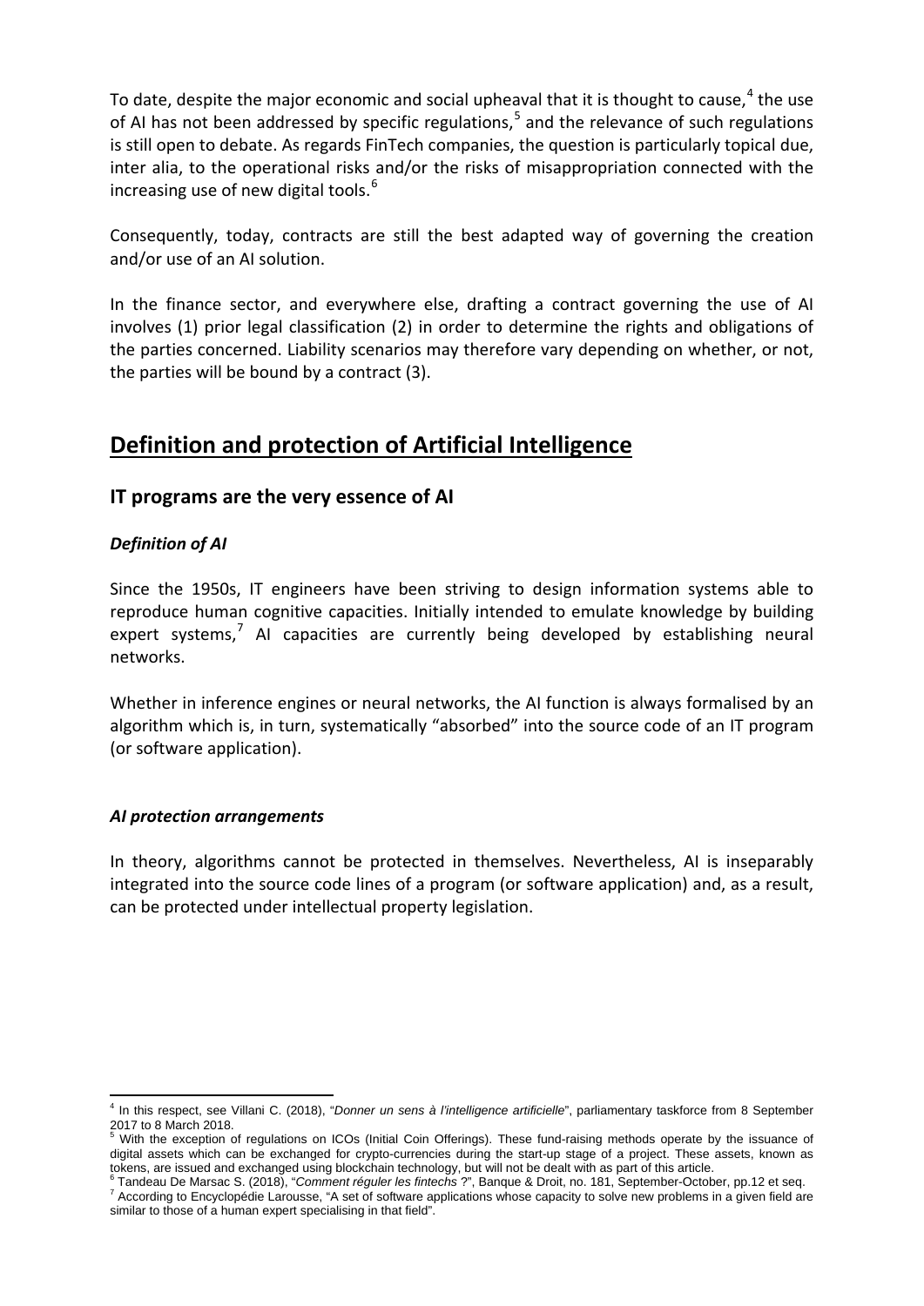To date, despite the major economic and social upheaval that it is thought to cause,[4] the use of AI has not been addressed by specific regulations,[5] and the relevance of such regulations is still open to debate. As regards FinTech companies, the question is particularly topical due, inter alia, to the operational risks and/or the risks of misappropriation connected with the increasing use of new digital tools.[6]

Consequently, today, contracts are still the best adapted way of governing the creation and/or use of an AI solution.

In the finance sector, and everywhere else, drafting a contract governing the use of AI involves (1) prior legal classification (2) in order to determine the rights and obligations of the parties concerned. Liability scenarios may therefore vary depending on whether, or not, the parties will be bound by a contract (3).

# Definition and protection of Artificial Intelligence

## IT programs are the very essence of AI

### *Definition of AI*

Since the 1950s, IT engineers have been striving to design information systems able to reproduce human cognitive capacities. Initially intended to emulate knowledge by building expert systems,[7] AI capacities are currently being developed by establishing neural networks.

Whether in inference engines or neural networks, the AI function is always formalised by an algorithm which is, in turn, systematically "absorbed" into the source code of an IT program (or software application).

### *AI protection arrangements*

In theory, algorithms cannot be protected in themselves. Nevertheless, AI is inseparably integrated into the source code lines of a program (or software application) and, as a result, can be protected under intellectual property legislation.

---

[4] In this respect, see Villani C. (2018), "*Donner un sens à l'intelligence artificielle*", parliamentary taskforce from 8 September 2017 to 8 March 2018.

[5] With the exception of regulations on ICOs (Initial Coin Offerings). These fund-raising methods operate by the issuance of digital assets which can be exchanged for crypto-currencies during the start-up stage of a project. These assets, known as tokens, are issued and exchanged using blockchain technology, but will not be dealt with as part of this article.

[6] Tandeau De Marsac S. (2018), "*Comment réguler les fintechs ?*", Banque & Droit, no. 181, September-October, pp.12 et seq.

[7] According to Encyclopédie Larousse, "A set of software applications whose capacity to solve new problems in a given field are similar to those of a human expert specialising in that field".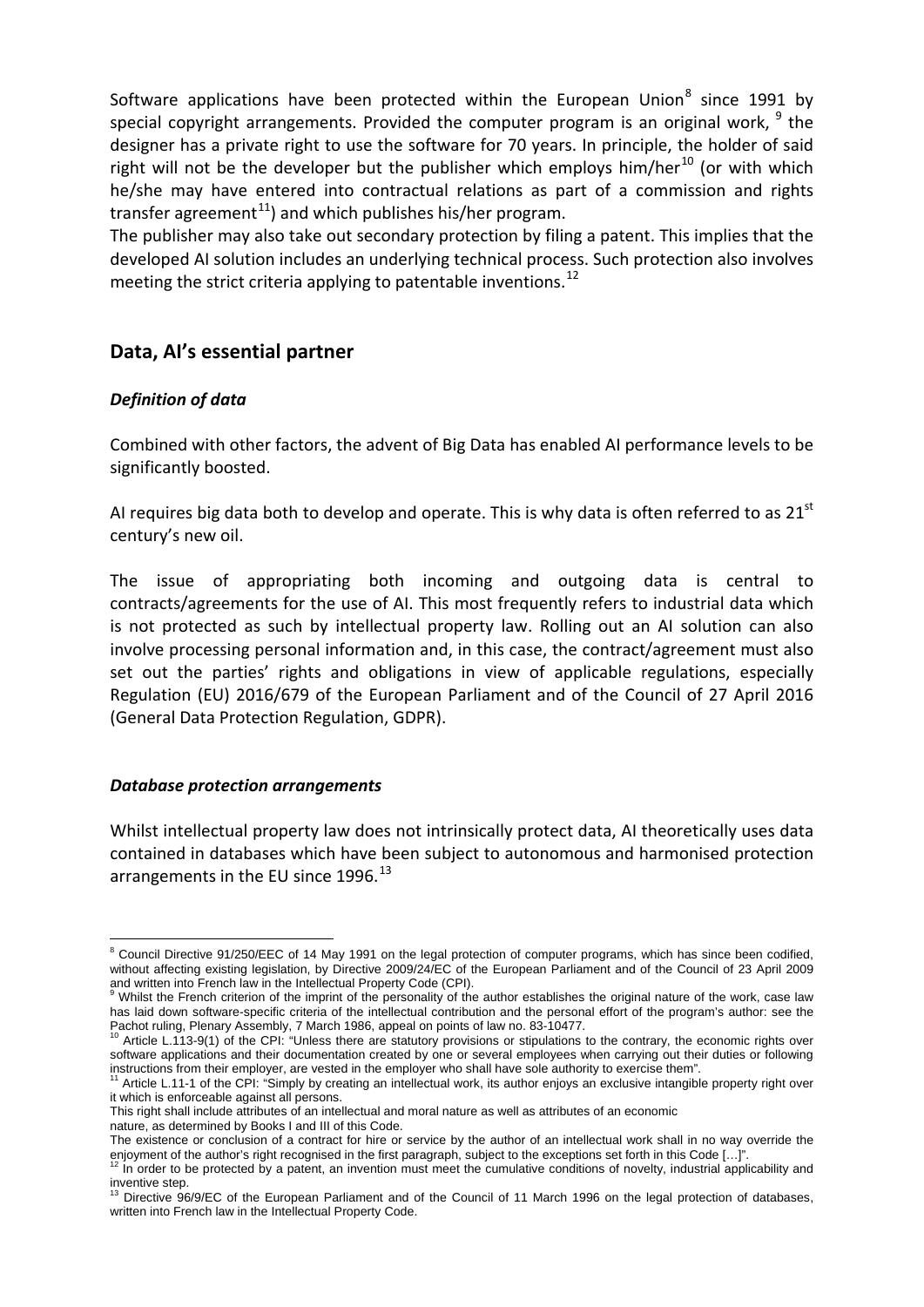Software applications have been protected within the European Union[8] since 1991 by special copyright arrangements. Provided the computer program is an original work, [9] the designer has a private right to use the software for 70 years. In principle, the holder of said right will not be the developer but the publisher which employs him/her[10] (or with which he/she may have entered into contractual relations as part of a commission and rights transfer agreement[11]) and which publishes his/her program.

The publisher may also take out secondary protection by filing a patent. This implies that the developed AI solution includes an underlying technical process. Such protection also involves meeting the strict criteria applying to patentable inventions.[12]

## Data, AI's essential partner

### *Definition of data*

Combined with other factors, the advent of Big Data has enabled AI performance levels to be significantly boosted.

AI requires big data both to develop and operate. This is why data is often referred to as 21st century's new oil.

The issue of appropriating both incoming and outgoing data is central to contracts/agreements for the use of AI. This most frequently refers to industrial data which is not protected as such by intellectual property law. Rolling out an AI solution can also involve processing personal information and, in this case, the contract/agreement must also set out the parties' rights and obligations in view of applicable regulations, especially Regulation (EU) 2016/679 of the European Parliament and of the Council of 27 April 2016 (General Data Protection Regulation, GDPR).

### *Database protection arrangements*

Whilst intellectual property law does not intrinsically protect data, AI theoretically uses data contained in databases which have been subject to autonomous and harmonised protection arrangements in the EU since 1996.[13]

---

[8] Council Directive 91/250/EEC of 14 May 1991 on the legal protection of computer programs, which has since been codified, without affecting existing legislation, by Directive 2009/24/EC of the European Parliament and of the Council of 23 April 2009 and written into French law in the Intellectual Property Code (CPI).

[9] Whilst the French criterion of the imprint of the personality of the author establishes the original nature of the work, case law has laid down software-specific criteria of the intellectual contribution and the personal effort of the program's author: see the Pachot ruling, Plenary Assembly, 7 March 1986, appeal on points of law no. 83-10477.

[10] Article L.113-9(1) of the CPI: "Unless there are statutory provisions or stipulations to the contrary, the economic rights over software applications and their documentation created by one or several employees when carrying out their duties or following instructions from their employer, are vested in the employer who shall have sole authority to exercise them".

[11] Article L.11-1 of the CPI: "Simply by creating an intellectual work, its author enjoys an exclusive intangible property right over it which is enforceable against all persons.
This right shall include attributes of an intellectual and moral nature as well as attributes of an economic nature, as determined by Books I and III of this Code.
The existence or conclusion of a contract for hire or service by the author of an intellectual work shall in no way override the enjoyment of the author's right recognised in the first paragraph, subject to the exceptions set forth in this Code […]".

[12] In order to be protected by a patent, an invention must meet the cumulative conditions of novelty, industrial applicability and inventive step.

[13] Directive 96/9/EC of the European Parliament and of the Council of 11 March 1996 on the legal protection of databases, written into French law in the Intellectual Property Code.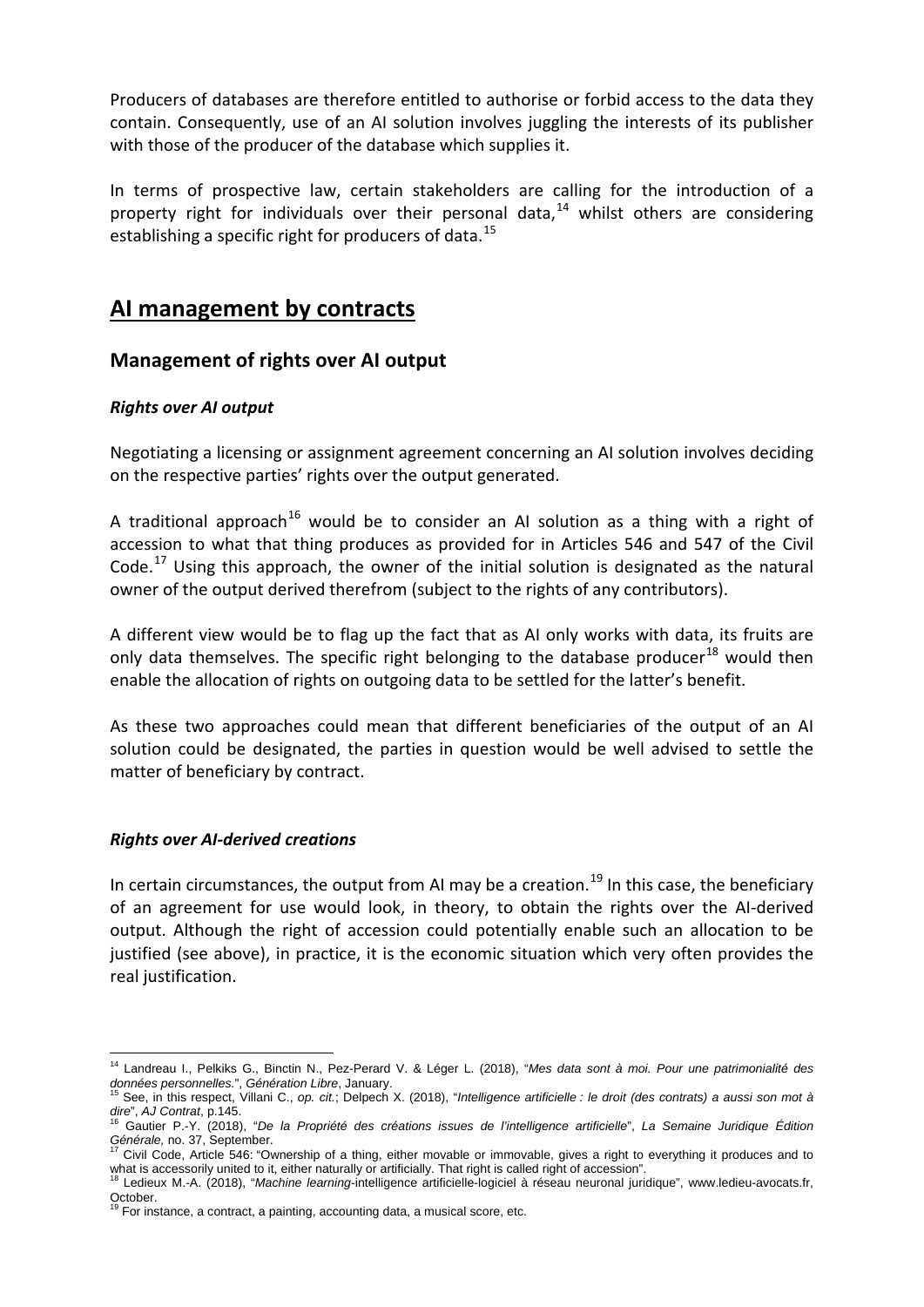Producers of databases are therefore entitled to authorise or forbid access to the data they contain. Consequently, use of an AI solution involves juggling the interests of its publisher with those of the producer of the database which supplies it.

In terms of prospective law, certain stakeholders are calling for the introduction of a property right for individuals over their personal data,[14] whilst others are considering establishing a specific right for producers of data.[15]

# AI management by contracts

## Management of rights over AI output

### *Rights over AI output*

Negotiating a licensing or assignment agreement concerning an AI solution involves deciding on the respective parties' rights over the output generated.

A traditional approach[16] would be to consider an AI solution as a thing with a right of accession to what that thing produces as provided for in Articles 546 and 547 of the Civil Code.[17] Using this approach, the owner of the initial solution is designated as the natural owner of the output derived therefrom (subject to the rights of any contributors).

A different view would be to flag up the fact that as AI only works with data, its fruits are only data themselves. The specific right belonging to the database producer[18] would then enable the allocation of rights on outgoing data to be settled for the latter's benefit.

As these two approaches could mean that different beneficiaries of the output of an AI solution could be designated, the parties in question would be well advised to settle the matter of beneficiary by contract.

### *Rights over AI-derived creations*

In certain circumstances, the output from AI may be a creation.[19] In this case, the beneficiary of an agreement for use would look, in theory, to obtain the rights over the AI-derived output. Although the right of accession could potentially enable such an allocation to be justified (see above), in practice, it is the economic situation which very often provides the real justification.

---

[14] Landreau I., Pelkiks G., Binctin N., Pez-Perard V. & Léger L. (2018), "*Mes data sont à moi. Pour une patrimonialité des données personnelles.*", *Génération Libre*, January.

[15] See, in this respect, Villani C., *op. cit.*; Delpech X. (2018), "*Intelligence artificielle : le droit (des contrats) a aussi son mot à dire*", *AJ Contrat*, p.145.

[16] Gautier P.-Y. (2018), "*De la Propriété des créations issues de l'intelligence artificielle*", *La Semaine Juridique Édition Générale,* no. 37, September.

[17] Civil Code, Article 546: "Ownership of a thing, either movable or immovable, gives a right to everything it produces and to what is accessorily united to it, either naturally or artificially. That right is called right of accession".

[18] Ledieux M.-A. (2018), "*Machine learning*-intelligence artificielle-logiciel à réseau neuronal juridique", www.ledieu-avocats.fr, October.

[19] For instance, a contract, a painting, accounting data, a musical score, etc.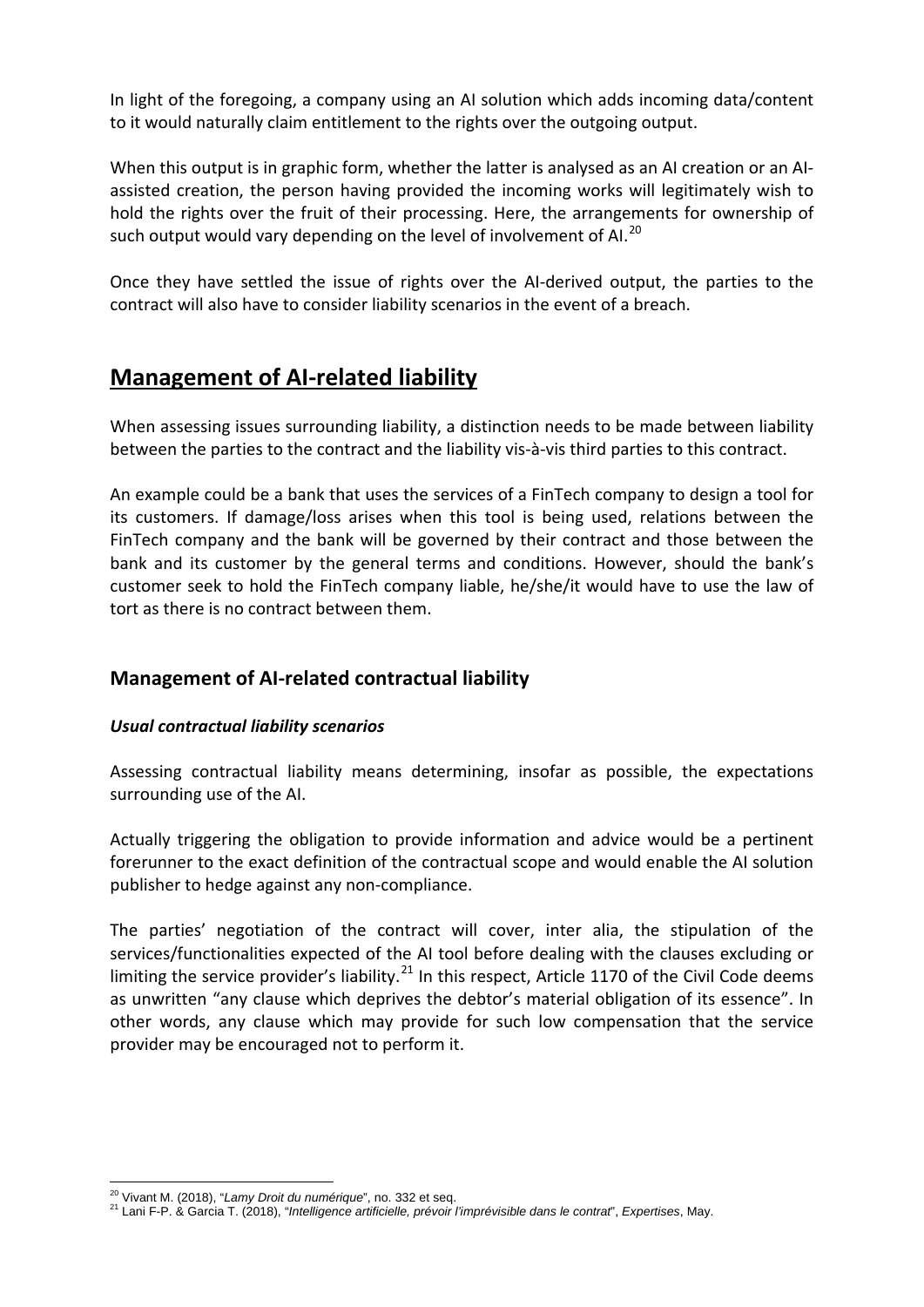In light of the foregoing, a company using an AI solution which adds incoming data/content to it would naturally claim entitlement to the rights over the outgoing output.

When this output is in graphic form, whether the latter is analysed as an AI creation or an AI-assisted creation, the person having provided the incoming works will legitimately wish to hold the rights over the fruit of their processing. Here, the arrangements for ownership of such output would vary depending on the level of involvement of AI.[20]

Once they have settled the issue of rights over the AI-derived output, the parties to the contract will also have to consider liability scenarios in the event of a breach.

## **Management of AI-related liability**

When assessing issues surrounding liability, a distinction needs to be made between liability between the parties to the contract and the liability vis-à-vis third parties to this contract.

An example could be a bank that uses the services of a FinTech company to design a tool for its customers. If damage/loss arises when this tool is being used, relations between the FinTech company and the bank will be governed by their contract and those between the bank and its customer by the general terms and conditions. However, should the bank's customer seek to hold the FinTech company liable, he/she/it would have to use the law of tort as there is no contract between them.

### Management of AI-related contractual liability

#### ***Usual contractual liability scenarios***

Assessing contractual liability means determining, insofar as possible, the expectations surrounding use of the AI.

Actually triggering the obligation to provide information and advice would be a pertinent forerunner to the exact definition of the contractual scope and would enable the AI solution publisher to hedge against any non-compliance.

The parties' negotiation of the contract will cover, inter alia, the stipulation of the services/functionalities expected of the AI tool before dealing with the clauses excluding or limiting the service provider's liability.[21] In this respect, Article 1170 of the Civil Code deems as unwritten "any clause which deprives the debtor's material obligation of its essence". In other words, any clause which may provide for such low compensation that the service provider may be encouraged not to perform it.

---

[20] Vivant M. (2018), "*Lamy Droit du numérique*", no. 332 et seq.

[21] Lani F-P. & Garcia T. (2018), "*Intelligence artificielle, prévoir l'imprévisible dans le contrat*", *Expertises*, May.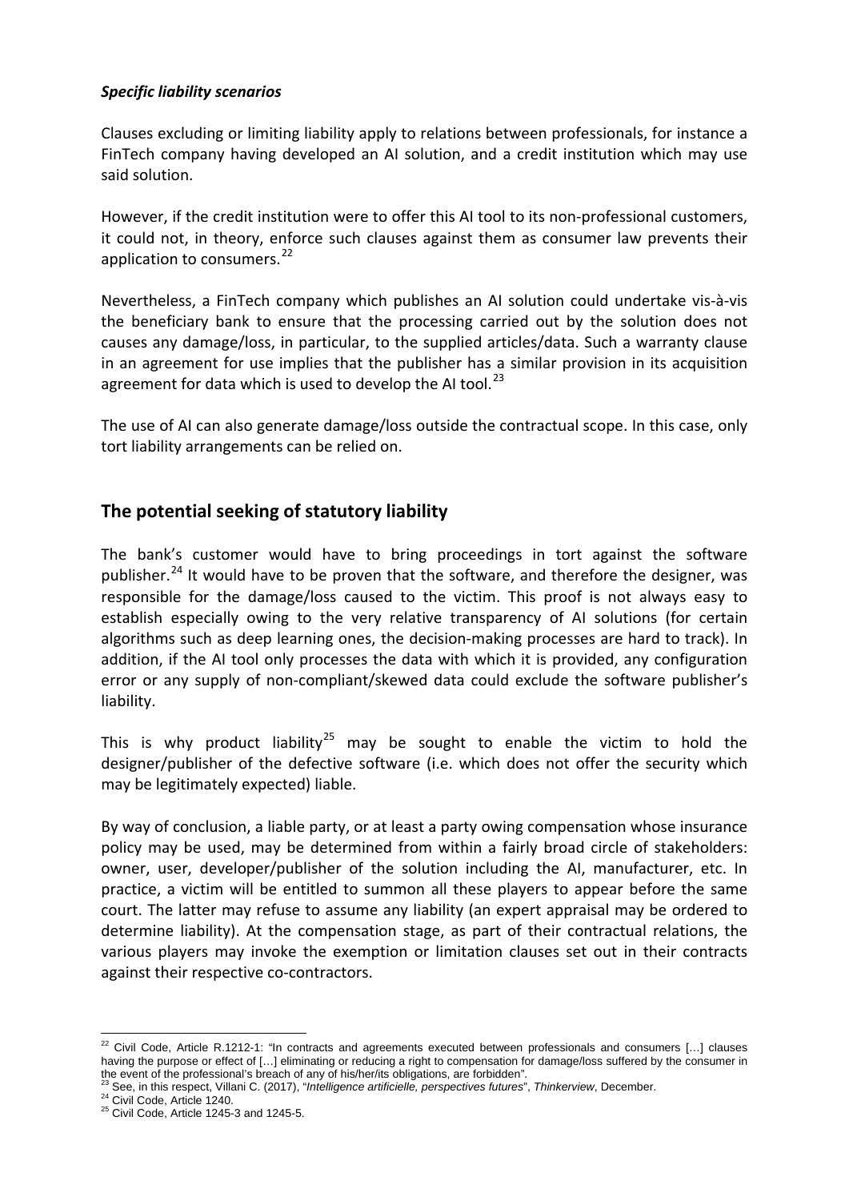***Specific liability scenarios***

Clauses excluding or limiting liability apply to relations between professionals, for instance a FinTech company having developed an AI solution, and a credit institution which may use said solution.

However, if the credit institution were to offer this AI tool to its non-professional customers, it could not, in theory, enforce such clauses against them as consumer law prevents their application to consumers.[22]

Nevertheless, a FinTech company which publishes an AI solution could undertake vis-à-vis the beneficiary bank to ensure that the processing carried out by the solution does not causes any damage/loss, in particular, to the supplied articles/data. Such a warranty clause in an agreement for use implies that the publisher has a similar provision in its acquisition agreement for data which is used to develop the AI tool.[23]

The use of AI can also generate damage/loss outside the contractual scope. In this case, only tort liability arrangements can be relied on.

## The potential seeking of statutory liability

The bank's customer would have to bring proceedings in tort against the software publisher.[24] It would have to be proven that the software, and therefore the designer, was responsible for the damage/loss caused to the victim. This proof is not always easy to establish especially owing to the very relative transparency of AI solutions (for certain algorithms such as deep learning ones, the decision-making processes are hard to track). In addition, if the AI tool only processes the data with which it is provided, any configuration error or any supply of non-compliant/skewed data could exclude the software publisher's liability.

This is why product liability[25] may be sought to enable the victim to hold the designer/publisher of the defective software (i.e. which does not offer the security which may be legitimately expected) liable.

By way of conclusion, a liable party, or at least a party owing compensation whose insurance policy may be used, may be determined from within a fairly broad circle of stakeholders: owner, user, developer/publisher of the solution including the AI, manufacturer, etc. In practice, a victim will be entitled to summon all these players to appear before the same court. The latter may refuse to assume any liability (an expert appraisal may be ordered to determine liability). At the compensation stage, as part of their contractual relations, the various players may invoke the exemption or limitation clauses set out in their contracts against their respective co-contractors.

---

[22] Civil Code, Article R.1212-1: "In contracts and agreements executed between professionals and consumers […] clauses having the purpose or effect of […] eliminating or reducing a right to compensation for damage/loss suffered by the consumer in the event of the professional's breach of any of his/her/its obligations, are forbidden".

[23] See, in this respect, Villani C. (2017), "*Intelligence artificielle, perspectives futures*", *Thinkerview*, December.

[24] Civil Code, Article 1240.

[25] Civil Code, Article 1245-3 and 1245-5.